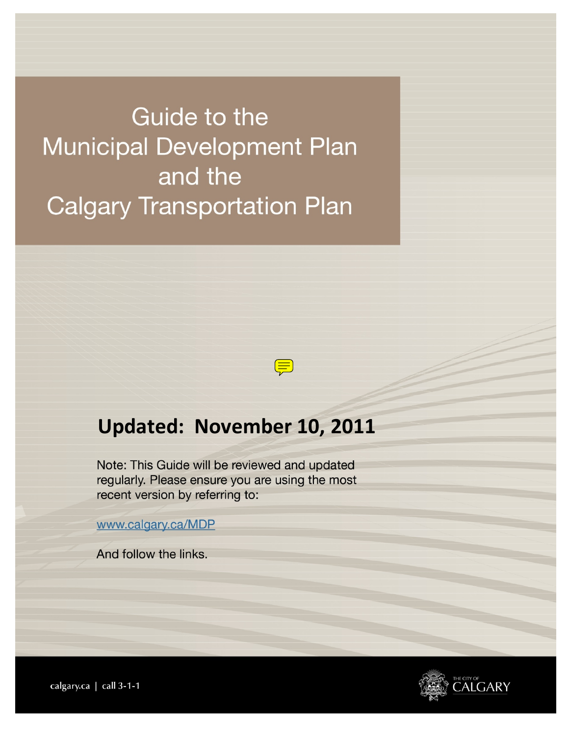# Guide to the Municipal Development Plan and the Calgary Transportation Plan

## Updated: November 10, 2011

Note: This Guide will be reviewed and updated regularly. Please ensure you are using the most recent version by referring to:

www.calgary.ca/MDP

And follow the links.

calgary.ca | call 3-1-1

THE CITY OF CALGARY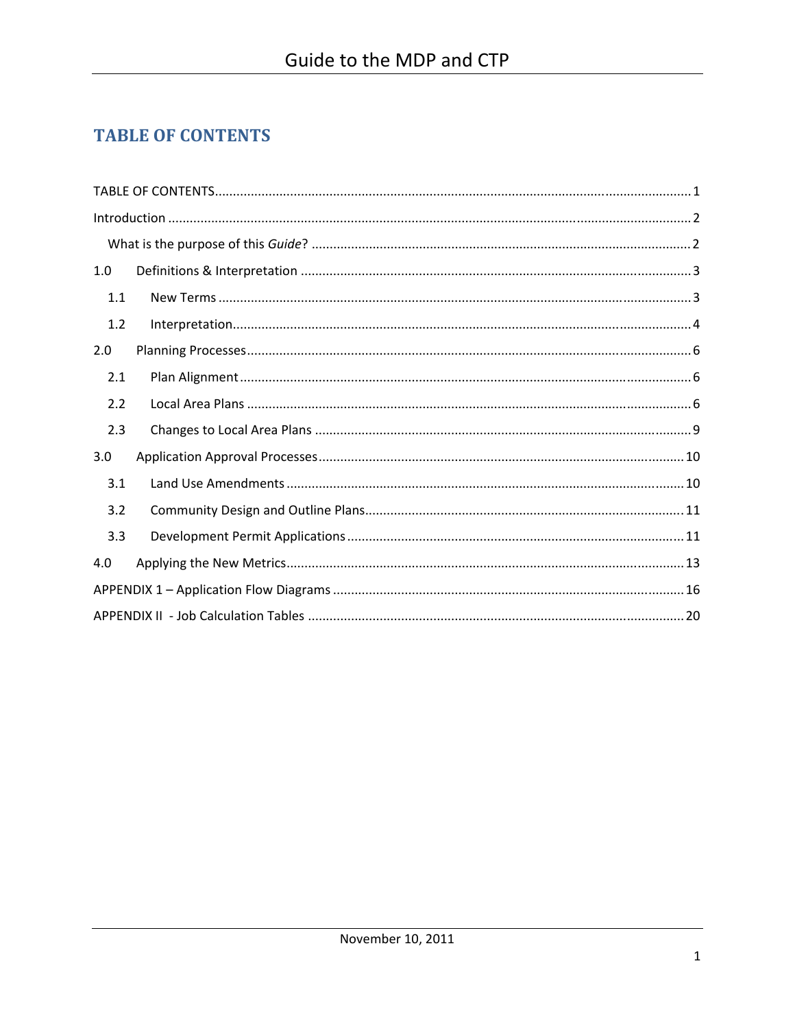# TABLE OF CONTENTS

TABLE OF CONTENTS .......... 1

Introduction .......... 2

- What is the purpose of this *Guide*? .......... 2

1.0 Definitions & Interpretation .......... 3

- 1.1 New Terms .......... 3
- 1.2 Interpretation .......... 4

2.0 Planning Processes .......... 6

- 2.1 Plan Alignment .......... 6
- 2.2 Local Area Plans .......... 6
- 2.3 Changes to Local Area Plans .......... 9

3.0 Application Approval Processes .......... 10

- 3.1 Land Use Amendments .......... 10
- 3.2 Community Design and Outline Plans .......... 11
- 3.3 Development Permit Applications .......... 11

4.0 Applying the New Metrics .......... 13

APPENDIX 1 – Application Flow Diagrams .......... 16

APPENDIX II - Job Calculation Tables .......... 20

November 10, 2011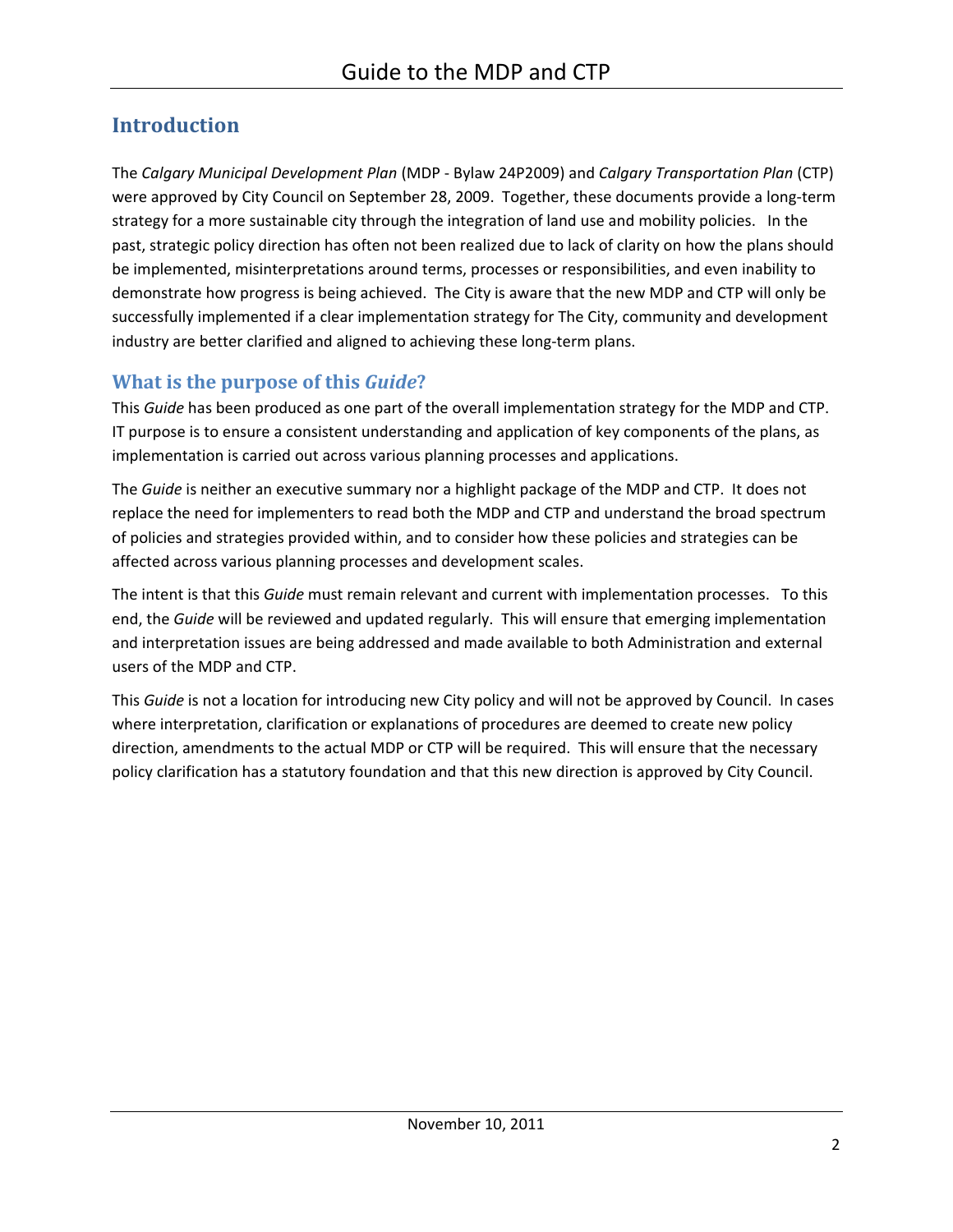## Introduction

The *Calgary Municipal Development Plan* (MDP - Bylaw 24P2009) and *Calgary Transportation Plan* (CTP) were approved by City Council on September 28, 2009. Together, these documents provide a long-term strategy for a more sustainable city through the integration of land use and mobility policies. In the past, strategic policy direction has often not been realized due to lack of clarity on how the plans should be implemented, misinterpretations around terms, processes or responsibilities, and even inability to demonstrate how progress is being achieved. The City is aware that the new MDP and CTP will only be successfully implemented if a clear implementation strategy for The City, community and development industry are better clarified and aligned to achieving these long-term plans.

### What is the purpose of this *Guide*?

This *Guide* has been produced as one part of the overall implementation strategy for the MDP and CTP. IT purpose is to ensure a consistent understanding and application of key components of the plans, as implementation is carried out across various planning processes and applications.

The *Guide* is neither an executive summary nor a highlight package of the MDP and CTP. It does not replace the need for implementers to read both the MDP and CTP and understand the broad spectrum of policies and strategies provided within, and to consider how these policies and strategies can be affected across various planning processes and development scales.

The intent is that this *Guide* must remain relevant and current with implementation processes. To this end, the *Guide* will be reviewed and updated regularly. This will ensure that emerging implementation and interpretation issues are being addressed and made available to both Administration and external users of the MDP and CTP.

This *Guide* is not a location for introducing new City policy and will not be approved by Council. In cases where interpretation, clarification or explanations of procedures are deemed to create new policy direction, amendments to the actual MDP or CTP will be required. This will ensure that the necessary policy clarification has a statutory foundation and that this new direction is approved by City Council.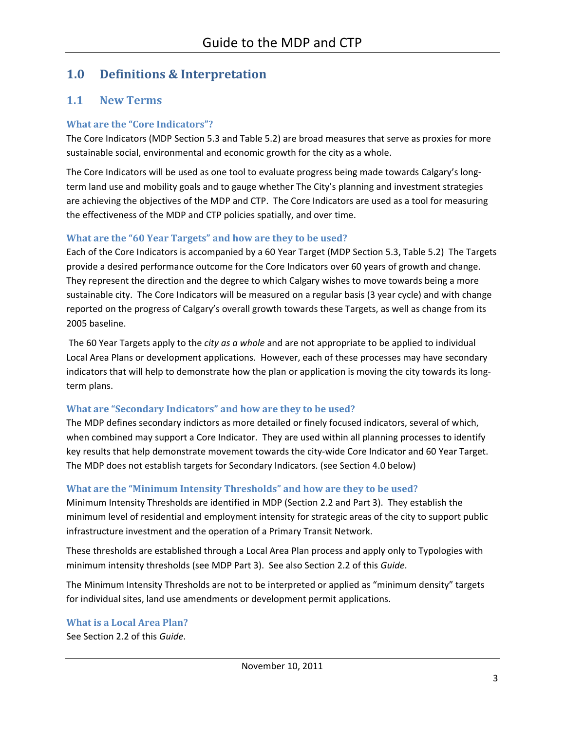# 1.0 Definitions & Interpretation

## 1.1 New Terms

### What are the "Core Indicators"?

The Core Indicators (MDP Section 5.3 and Table 5.2) are broad measures that serve as proxies for more sustainable social, environmental and economic growth for the city as a whole.

The Core Indicators will be used as one tool to evaluate progress being made towards Calgary's long-term land use and mobility goals and to gauge whether The City's planning and investment strategies are achieving the objectives of the MDP and CTP. The Core Indicators are used as a tool for measuring the effectiveness of the MDP and CTP policies spatially, and over time.

### What are the "60 Year Targets" and how are they to be used?

Each of the Core Indicators is accompanied by a 60 Year Target (MDP Section 5.3, Table 5.2) The Targets provide a desired performance outcome for the Core Indicators over 60 years of growth and change. They represent the direction and the degree to which Calgary wishes to move towards being a more sustainable city. The Core Indicators will be measured on a regular basis (3 year cycle) and with change reported on the progress of Calgary's overall growth towards these Targets, as well as change from its 2005 baseline.

The 60 Year Targets apply to the *city as a whole* and are not appropriate to be applied to individual Local Area Plans or development applications. However, each of these processes may have secondary indicators that will help to demonstrate how the plan or application is moving the city towards its long-term plans.

### What are "Secondary Indicators" and how are they to be used?

The MDP defines secondary indictors as more detailed or finely focused indicators, several of which, when combined may support a Core Indicator. They are used within all planning processes to identify key results that help demonstrate movement towards the city-wide Core Indicator and 60 Year Target. The MDP does not establish targets for Secondary Indicators. (see Section 4.0 below)

### What are the "Minimum Intensity Thresholds" and how are they to be used?

Minimum Intensity Thresholds are identified in MDP (Section 2.2 and Part 3). They establish the minimum level of residential and employment intensity for strategic areas of the city to support public infrastructure investment and the operation of a Primary Transit Network.

These thresholds are established through a Local Area Plan process and apply only to Typologies with minimum intensity thresholds (see MDP Part 3). See also Section 2.2 of this *Guide*.

The Minimum Intensity Thresholds are not to be interpreted or applied as "minimum density" targets for individual sites, land use amendments or development permit applications.

### What is a Local Area Plan?

See Section 2.2 of this *Guide*.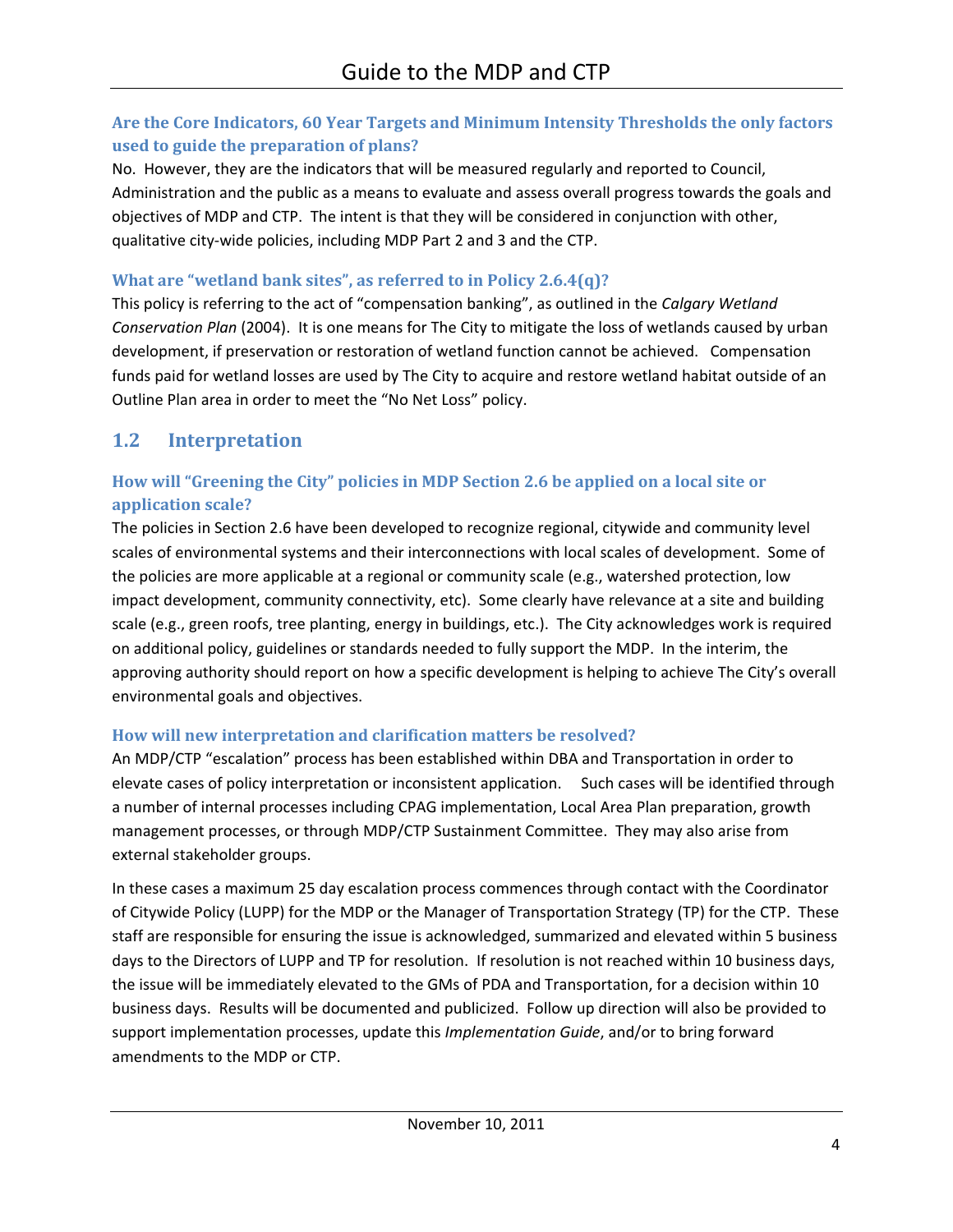### Are the Core Indicators, 60 Year Targets and Minimum Intensity Thresholds the only factors used to guide the preparation of plans?

No. However, they are the indicators that will be measured regularly and reported to Council, Administration and the public as a means to evaluate and assess overall progress towards the goals and objectives of MDP and CTP. The intent is that they will be considered in conjunction with other, qualitative city-wide policies, including MDP Part 2 and 3 and the CTP.

### What are "wetland bank sites", as referred to in Policy 2.6.4(q)?

This policy is referring to the act of "compensation banking", as outlined in the *Calgary Wetland Conservation Plan* (2004). It is one means for The City to mitigate the loss of wetlands caused by urban development, if preservation or restoration of wetland function cannot be achieved. Compensation funds paid for wetland losses are used by The City to acquire and restore wetland habitat outside of an Outline Plan area in order to meet the "No Net Loss" policy.

## 1.2 Interpretation

### How will "Greening the City" policies in MDP Section 2.6 be applied on a local site or application scale?

The policies in Section 2.6 have been developed to recognize regional, citywide and community level scales of environmental systems and their interconnections with local scales of development. Some of the policies are more applicable at a regional or community scale (e.g., watershed protection, low impact development, community connectivity, etc). Some clearly have relevance at a site and building scale (e.g., green roofs, tree planting, energy in buildings, etc.). The City acknowledges work is required on additional policy, guidelines or standards needed to fully support the MDP. In the interim, the approving authority should report on how a specific development is helping to achieve The City's overall environmental goals and objectives.

### How will new interpretation and clarification matters be resolved?

An MDP/CTP "escalation" process has been established within DBA and Transportation in order to elevate cases of policy interpretation or inconsistent application. Such cases will be identified through a number of internal processes including CPAG implementation, Local Area Plan preparation, growth management processes, or through MDP/CTP Sustainment Committee. They may also arise from external stakeholder groups.

In these cases a maximum 25 day escalation process commences through contact with the Coordinator of Citywide Policy (LUPP) for the MDP or the Manager of Transportation Strategy (TP) for the CTP. These staff are responsible for ensuring the issue is acknowledged, summarized and elevated within 5 business days to the Directors of LUPP and TP for resolution. If resolution is not reached within 10 business days, the issue will be immediately elevated to the GMs of PDA and Transportation, for a decision within 10 business days. Results will be documented and publicized. Follow up direction will also be provided to support implementation processes, update this *Implementation Guide*, and/or to bring forward amendments to the MDP or CTP.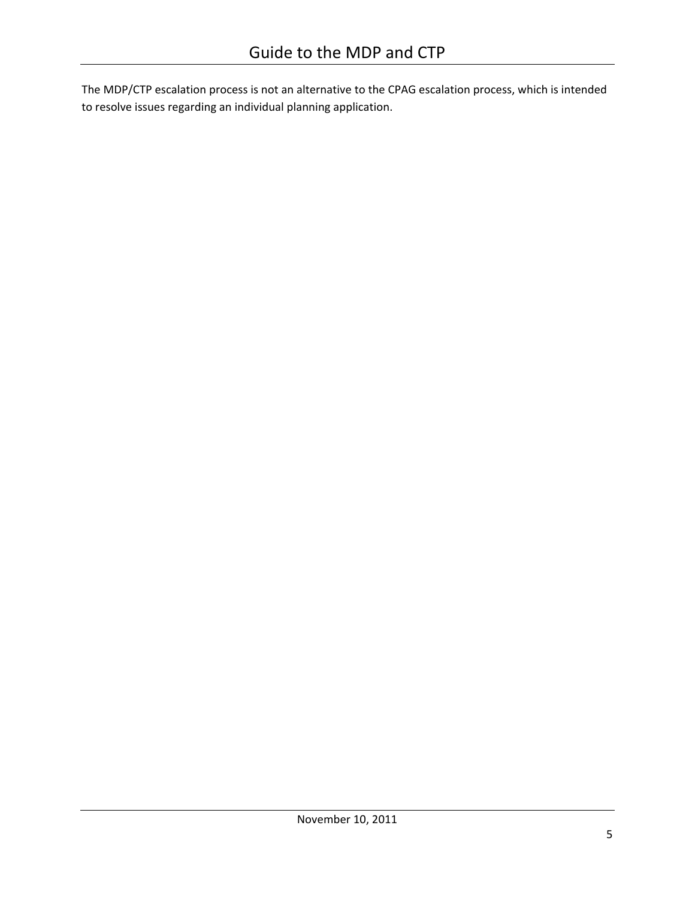The MDP/CTP escalation process is not an alternative to the CPAG escalation process, which is intended to resolve issues regarding an individual planning application.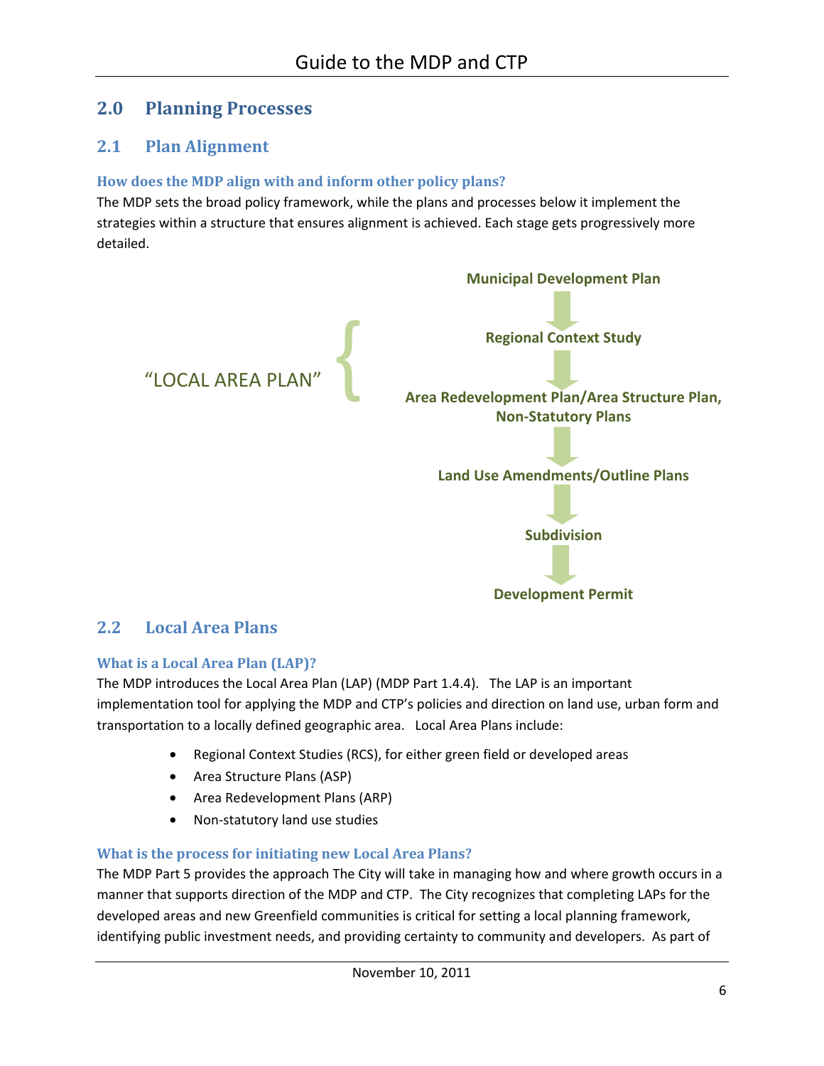## 2.0 Planning Processes

### 2.1 Plan Alignment

#### How does the MDP align with and inform other policy plans?

The MDP sets the broad policy framework, while the plans and processes below it implement the strategies within a structure that ensures alignment is achieved. Each stage gets progressively more detailed.

**Municipal Development Plan**

↓

"LOCAL AREA PLAN" {

**Regional Context Study**

↓

**Area Redevelopment Plan/Area Structure Plan, Non-Statutory Plans**

}

↓

**Land Use Amendments/Outline Plans**

↓

**Subdivision**

↓

**Development Permit**

### 2.2 Local Area Plans

#### What is a Local Area Plan (LAP)?

The MDP introduces the Local Area Plan (LAP) (MDP Part 1.4.4). The LAP is an important implementation tool for applying the MDP and CTP's policies and direction on land use, urban form and transportation to a locally defined geographic area. Local Area Plans include:

- Regional Context Studies (RCS), for either green field or developed areas
- Area Structure Plans (ASP)
- Area Redevelopment Plans (ARP)
- Non-statutory land use studies

#### What is the process for initiating new Local Area Plans?

The MDP Part 5 provides the approach The City will take in managing how and where growth occurs in a manner that supports direction of the MDP and CTP. The City recognizes that completing LAPs for the developed areas and new Greenfield communities is critical for setting a local planning framework, identifying public investment needs, and providing certainty to community and developers. As part of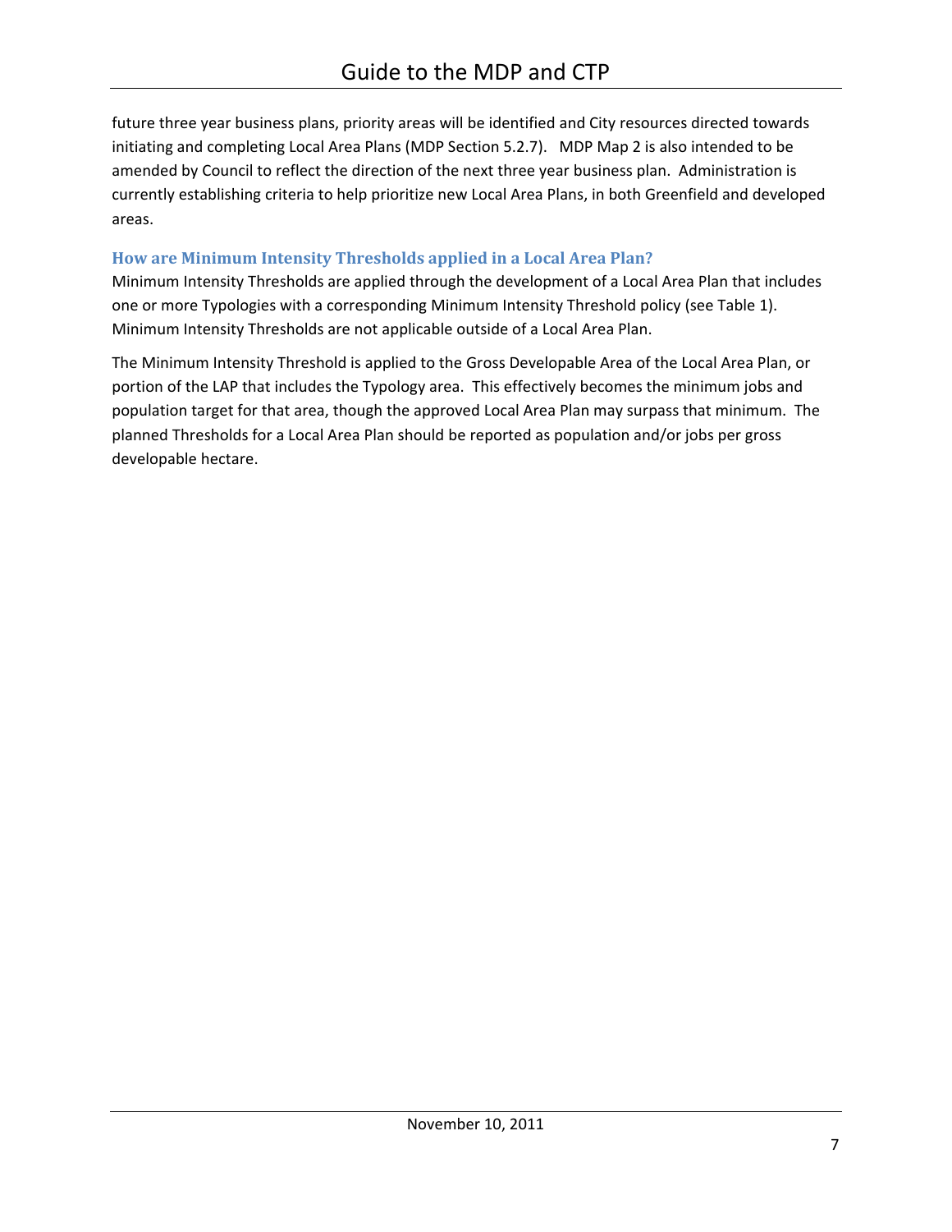future three year business plans, priority areas will be identified and City resources directed towards initiating and completing Local Area Plans (MDP Section 5.2.7). MDP Map 2 is also intended to be amended by Council to reflect the direction of the next three year business plan. Administration is currently establishing criteria to help prioritize new Local Area Plans, in both Greenfield and developed areas.

### How are Minimum Intensity Thresholds applied in a Local Area Plan?

Minimum Intensity Thresholds are applied through the development of a Local Area Plan that includes one or more Typologies with a corresponding Minimum Intensity Threshold policy (see Table 1). Minimum Intensity Thresholds are not applicable outside of a Local Area Plan.

The Minimum Intensity Threshold is applied to the Gross Developable Area of the Local Area Plan, or portion of the LAP that includes the Typology area. This effectively becomes the minimum jobs and population target for that area, though the approved Local Area Plan may surpass that minimum. The planned Thresholds for a Local Area Plan should be reported as population and/or jobs per gross developable hectare.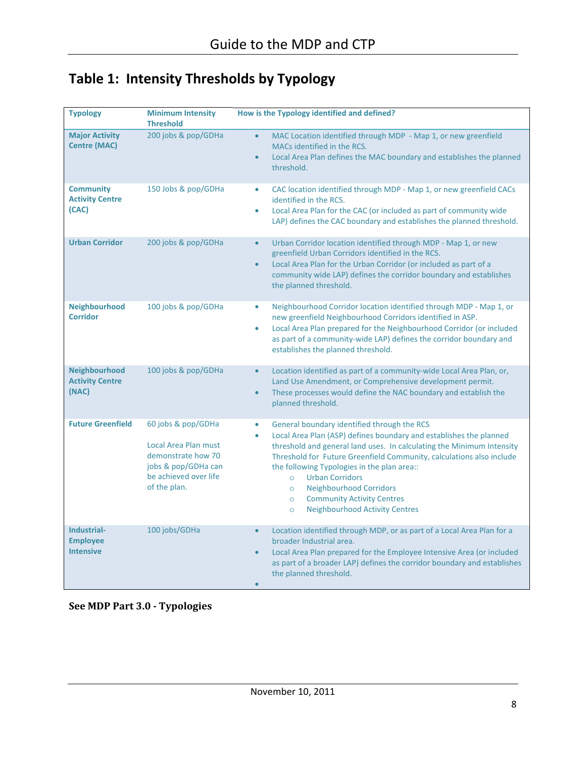# Table 1: Intensity Thresholds by Typology

| Typology | Minimum Intensity Threshold | How is the Typology identified and defined? |
|---|---|---|
| **Major Activity Centre (MAC)** | 200 jobs & pop/GDHa | • MAC Location identified through MDP - Map 1, or new greenfield MACs identified in the RCS.<br>• Local Area Plan defines the MAC boundary and establishes the planned threshold. |
| **Community Activity Centre (CAC)** | 150 Jobs & pop/GDHa | • CAC location identified through MDP - Map 1, or new greenfield CACs identified in the RCS.<br>• Local Area Plan for the CAC (or included as part of community wide LAP) defines the CAC boundary and establishes the planned threshold. |
| **Urban Corridor** | 200 jobs & pop/GDHa | • Urban Corridor location identified through MDP - Map 1, or new greenfield Urban Corridors identified in the RCS.<br>• Local Area Plan for the Urban Corridor (or included as part of a community wide LAP) defines the corridor boundary and establishes the planned threshold. |
| **Neighbourhood Corridor** | 100 jobs & pop/GDHa | • Neighbourhood Corridor location identified through MDP - Map 1, or new greenfield Neighbourhood Corridors identified in ASP.<br>• Local Area Plan prepared for the Neighbourhood Corridor (or included as part of a community-wide LAP) defines the corridor boundary and establishes the planned threshold. |
| **Neighbourhood Activity Centre (NAC)** | 100 jobs & pop/GDHa | • Location identified as part of a community-wide Local Area Plan, or, Land Use Amendment, or Comprehensive development permit.<br>• These processes would define the NAC boundary and establish the planned threshold. |
| **Future Greenfield** | 60 jobs & pop/GDHa<br><br>Local Area Plan must demonstrate how 70 jobs & pop/GDHa can be achieved over life of the plan. | • General boundary identified through the RCS<br>• Local Area Plan (ASP) defines boundary and establishes the planned threshold and general land uses. In calculating the Minimum Intensity Threshold for Future Greenfield Community, calculations also include the following Typologies in the plan area::<br>  ○ Urban Corridors<br>  ○ Neighbourhood Corridors<br>  ○ Community Activity Centres<br>  ○ Neighbourhood Activity Centres |
| **Industrial-Employee Intensive** | 100 jobs/GDHa | • Location identified through MDP, or as part of a Local Area Plan for a broader Industrial area.<br>• Local Area Plan prepared for the Employee Intensive Area (or included as part of a broader LAP) defines the corridor boundary and establishes the planned threshold.<br>• |

**See MDP Part 3.0 - Typologies**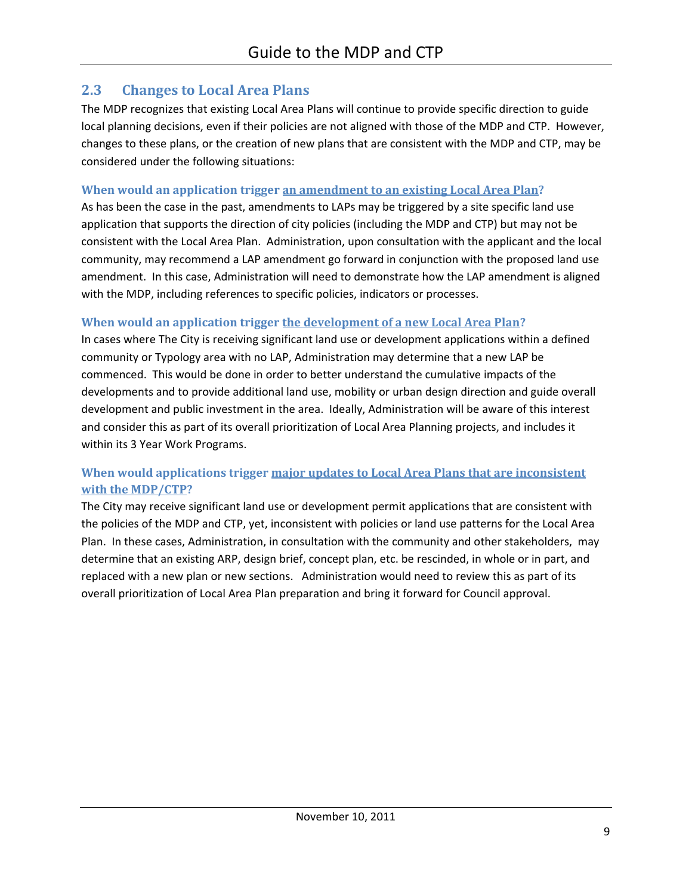## 2.3 Changes to Local Area Plans

The MDP recognizes that existing Local Area Plans will continue to provide specific direction to guide local planning decisions, even if their policies are not aligned with those of the MDP and CTP. However, changes to these plans, or the creation of new plans that are consistent with the MDP and CTP, may be considered under the following situations:

### When would an application trigger an amendment to an existing Local Area Plan?

As has been the case in the past, amendments to LAPs may be triggered by a site specific land use application that supports the direction of city policies (including the MDP and CTP) but may not be consistent with the Local Area Plan. Administration, upon consultation with the applicant and the local community, may recommend a LAP amendment go forward in conjunction with the proposed land use amendment. In this case, Administration will need to demonstrate how the LAP amendment is aligned with the MDP, including references to specific policies, indicators or processes.

### When would an application trigger the development of a new Local Area Plan?

In cases where The City is receiving significant land use or development applications within a defined community or Typology area with no LAP, Administration may determine that a new LAP be commenced. This would be done in order to better understand the cumulative impacts of the developments and to provide additional land use, mobility or urban design direction and guide overall development and public investment in the area. Ideally, Administration will be aware of this interest and consider this as part of its overall prioritization of Local Area Planning projects, and includes it within its 3 Year Work Programs.

### When would applications trigger major updates to Local Area Plans that are inconsistent with the MDP/CTP?

The City may receive significant land use or development permit applications that are consistent with the policies of the MDP and CTP, yet, inconsistent with policies or land use patterns for the Local Area Plan. In these cases, Administration, in consultation with the community and other stakeholders, may determine that an existing ARP, design brief, concept plan, etc. be rescinded, in whole or in part, and replaced with a new plan or new sections. Administration would need to review this as part of its overall prioritization of Local Area Plan preparation and bring it forward for Council approval.

November 10, 2011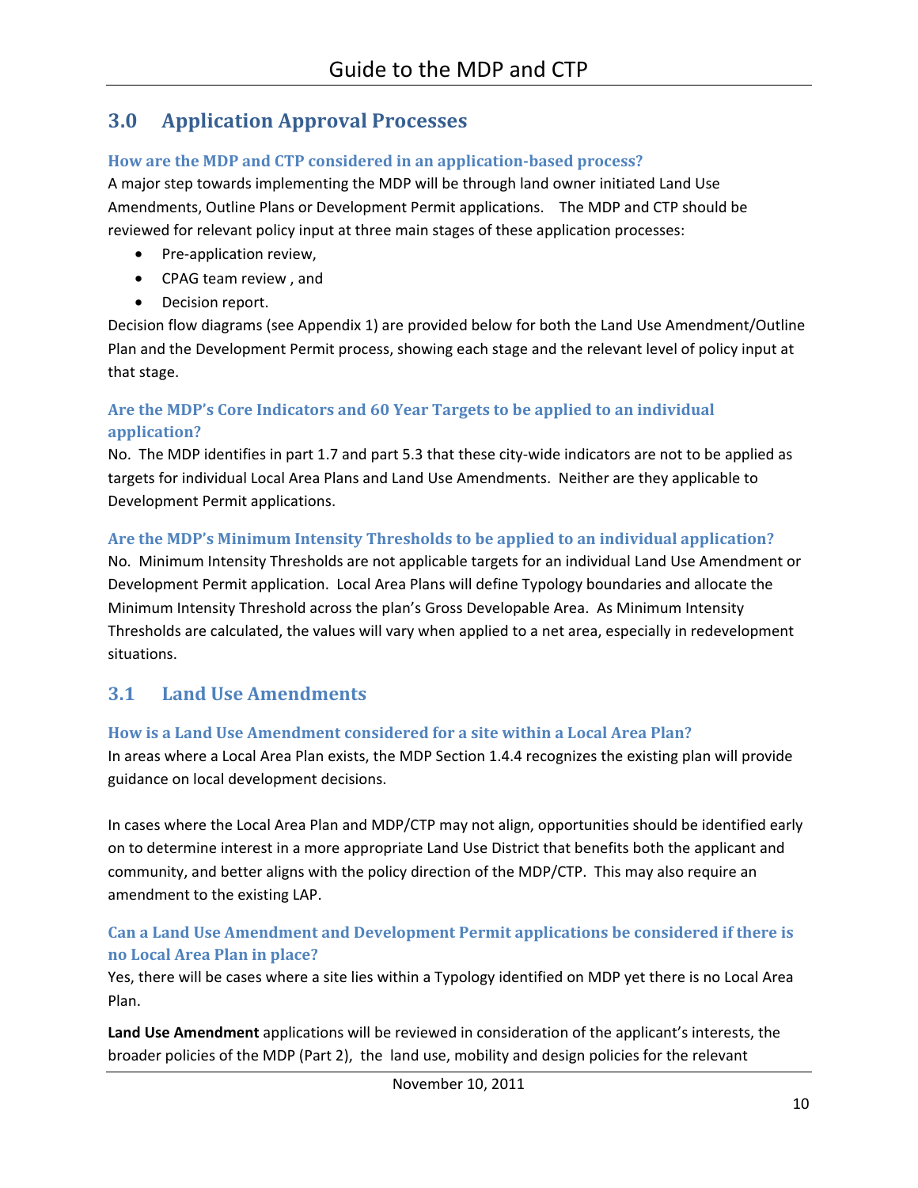## 3.0 Application Approval Processes

### How are the MDP and CTP considered in an application-based process?

A major step towards implementing the MDP will be through land owner initiated Land Use Amendments, Outline Plans or Development Permit applications. The MDP and CTP should be reviewed for relevant policy input at three main stages of these application processes:

- Pre-application review,
- CPAG team review , and
- Decision report.

Decision flow diagrams (see Appendix 1) are provided below for both the Land Use Amendment/Outline Plan and the Development Permit process, showing each stage and the relevant level of policy input at that stage.

### Are the MDP's Core Indicators and 60 Year Targets to be applied to an individual application?

No. The MDP identifies in part 1.7 and part 5.3 that these city-wide indicators are not to be applied as targets for individual Local Area Plans and Land Use Amendments. Neither are they applicable to Development Permit applications.

### Are the MDP's Minimum Intensity Thresholds to be applied to an individual application?

No. Minimum Intensity Thresholds are not applicable targets for an individual Land Use Amendment or Development Permit application. Local Area Plans will define Typology boundaries and allocate the Minimum Intensity Threshold across the plan's Gross Developable Area. As Minimum Intensity Thresholds are calculated, the values will vary when applied to a net area, especially in redevelopment situations.

## 3.1 Land Use Amendments

### How is a Land Use Amendment considered for a site within a Local Area Plan?

In areas where a Local Area Plan exists, the MDP Section 1.4.4 recognizes the existing plan will provide guidance on local development decisions.

In cases where the Local Area Plan and MDP/CTP may not align, opportunities should be identified early on to determine interest in a more appropriate Land Use District that benefits both the applicant and community, and better aligns with the policy direction of the MDP/CTP. This may also require an amendment to the existing LAP.

### Can a Land Use Amendment and Development Permit applications be considered if there is no Local Area Plan in place?

Yes, there will be cases where a site lies within a Typology identified on MDP yet there is no Local Area Plan.

**Land Use Amendment** applications will be reviewed in consideration of the applicant's interests, the broader policies of the MDP (Part 2), the land use, mobility and design policies for the relevant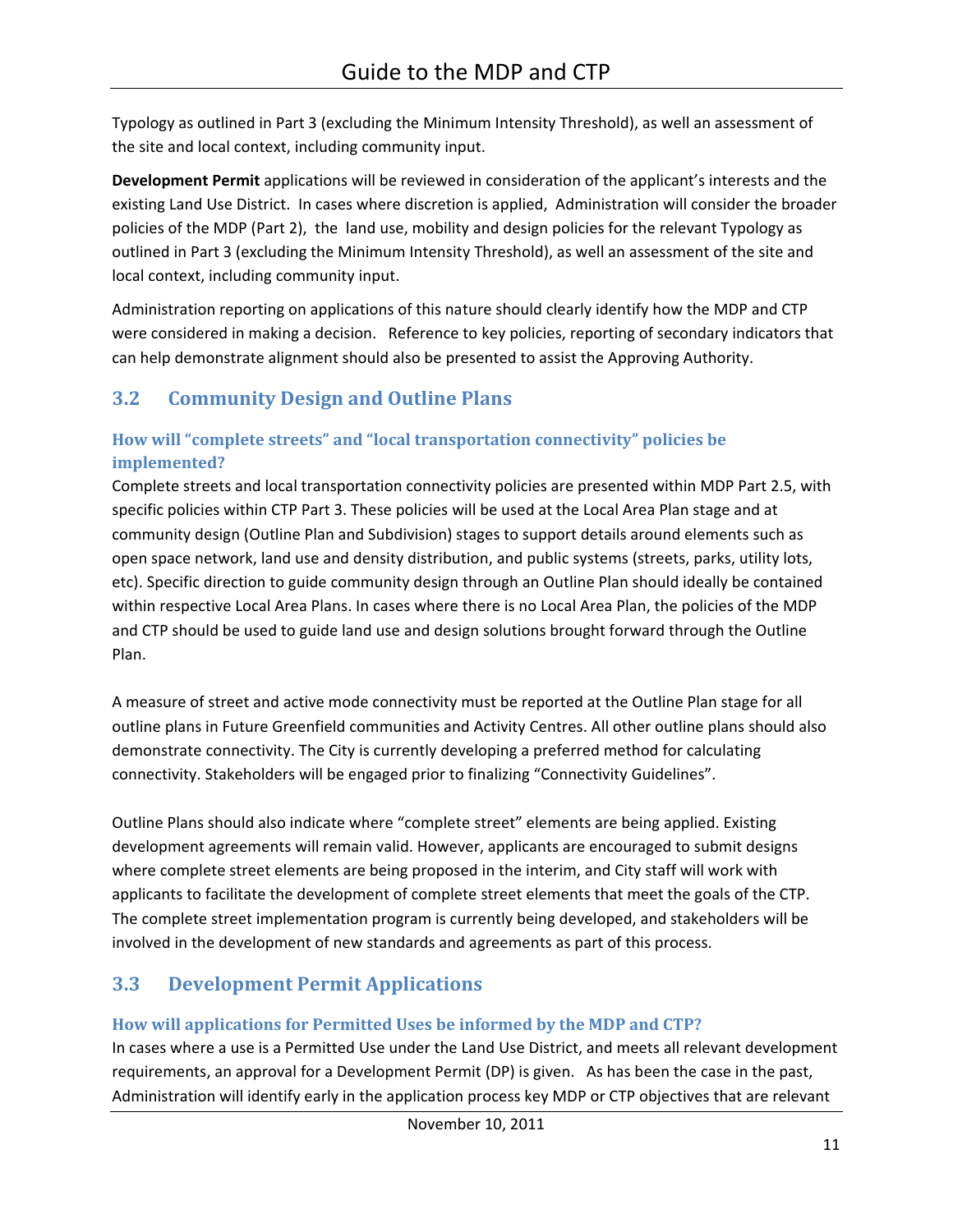Typology as outlined in Part 3 (excluding the Minimum Intensity Threshold), as well an assessment of the site and local context, including community input.

**Development Permit** applications will be reviewed in consideration of the applicant's interests and the existing Land Use District. In cases where discretion is applied, Administration will consider the broader policies of the MDP (Part 2), the land use, mobility and design policies for the relevant Typology as outlined in Part 3 (excluding the Minimum Intensity Threshold), as well an assessment of the site and local context, including community input.

Administration reporting on applications of this nature should clearly identify how the MDP and CTP were considered in making a decision. Reference to key policies, reporting of secondary indicators that can help demonstrate alignment should also be presented to assist the Approving Authority.

## 3.2 Community Design and Outline Plans

### How will "complete streets" and "local transportation connectivity" policies be implemented?

Complete streets and local transportation connectivity policies are presented within MDP Part 2.5, with specific policies within CTP Part 3. These policies will be used at the Local Area Plan stage and at community design (Outline Plan and Subdivision) stages to support details around elements such as open space network, land use and density distribution, and public systems (streets, parks, utility lots, etc). Specific direction to guide community design through an Outline Plan should ideally be contained within respective Local Area Plans. In cases where there is no Local Area Plan, the policies of the MDP and CTP should be used to guide land use and design solutions brought forward through the Outline Plan.

A measure of street and active mode connectivity must be reported at the Outline Plan stage for all outline plans in Future Greenfield communities and Activity Centres. All other outline plans should also demonstrate connectivity. The City is currently developing a preferred method for calculating connectivity. Stakeholders will be engaged prior to finalizing "Connectivity Guidelines".

Outline Plans should also indicate where "complete street" elements are being applied. Existing development agreements will remain valid. However, applicants are encouraged to submit designs where complete street elements are being proposed in the interim, and City staff will work with applicants to facilitate the development of complete street elements that meet the goals of the CTP. The complete street implementation program is currently being developed, and stakeholders will be involved in the development of new standards and agreements as part of this process.

## 3.3 Development Permit Applications

### How will applications for Permitted Uses be informed by the MDP and CTP?

In cases where a use is a Permitted Use under the Land Use District, and meets all relevant development requirements, an approval for a Development Permit (DP) is given. As has been the case in the past, Administration will identify early in the application process key MDP or CTP objectives that are relevant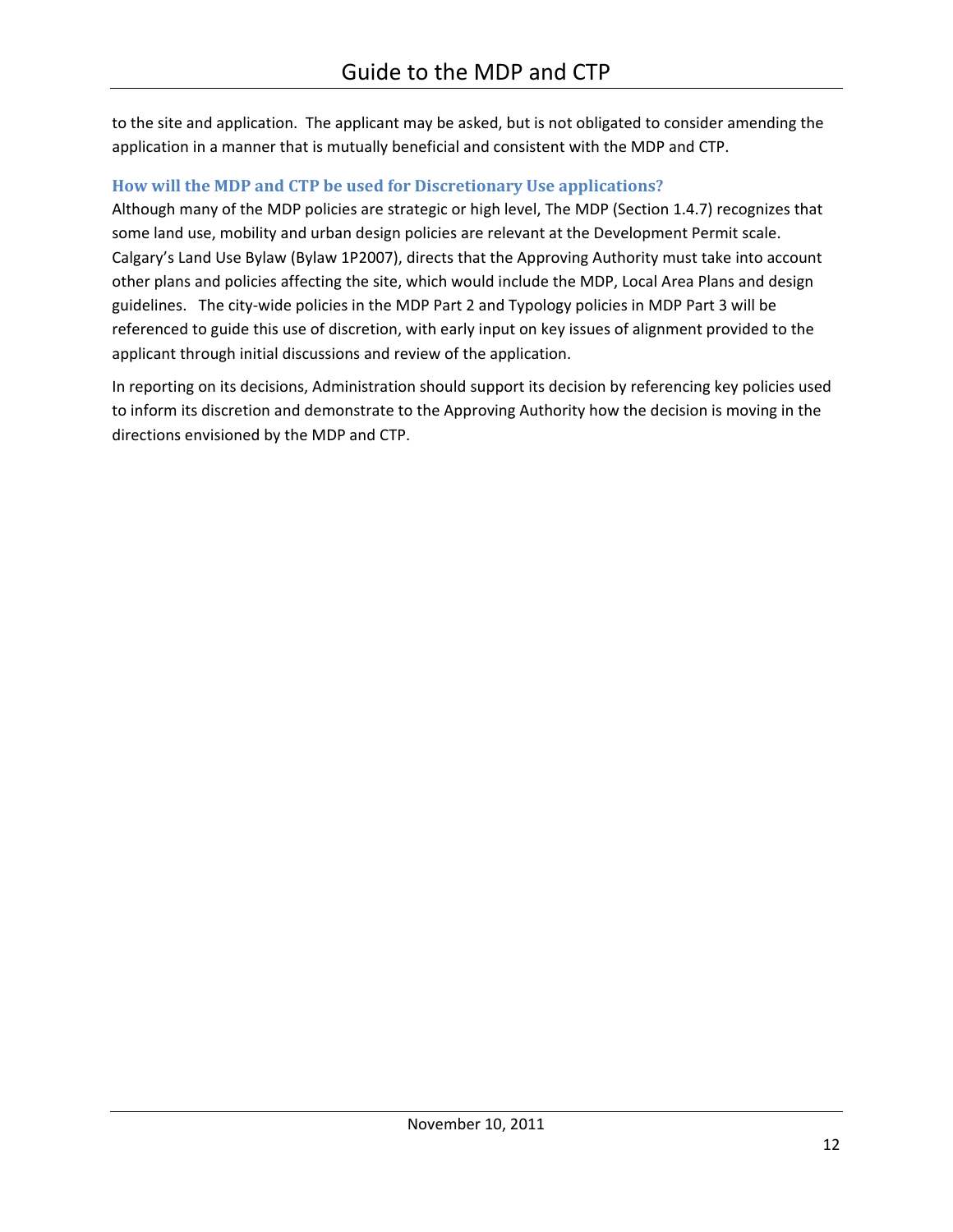to the site and application. The applicant may be asked, but is not obligated to consider amending the application in a manner that is mutually beneficial and consistent with the MDP and CTP.

### How will the MDP and CTP be used for Discretionary Use applications?

Although many of the MDP policies are strategic or high level, The MDP (Section 1.4.7) recognizes that some land use, mobility and urban design policies are relevant at the Development Permit scale. Calgary's Land Use Bylaw (Bylaw 1P2007), directs that the Approving Authority must take into account other plans and policies affecting the site, which would include the MDP, Local Area Plans and design guidelines. The city-wide policies in the MDP Part 2 and Typology policies in MDP Part 3 will be referenced to guide this use of discretion, with early input on key issues of alignment provided to the applicant through initial discussions and review of the application.

In reporting on its decisions, Administration should support its decision by referencing key policies used to inform its discretion and demonstrate to the Approving Authority how the decision is moving in the directions envisioned by the MDP and CTP.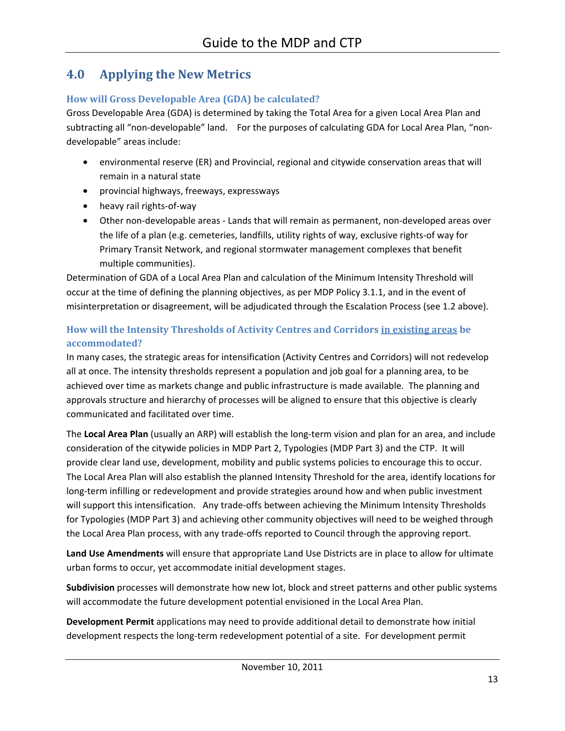## 4.0 Applying the New Metrics

### How will Gross Developable Area (GDA) be calculated?

Gross Developable Area (GDA) is determined by taking the Total Area for a given Local Area Plan and subtracting all "non-developable" land. For the purposes of calculating GDA for Local Area Plan, "non-developable" areas include:

- environmental reserve (ER) and Provincial, regional and citywide conservation areas that will remain in a natural state
- provincial highways, freeways, expressways
- heavy rail rights-of-way
- Other non-developable areas - Lands that will remain as permanent, non-developed areas over the life of a plan (e.g. cemeteries, landfills, utility rights of way, exclusive rights-of way for Primary Transit Network, and regional stormwater management complexes that benefit multiple communities).

Determination of GDA of a Local Area Plan and calculation of the Minimum Intensity Threshold will occur at the time of defining the planning objectives, as per MDP Policy 3.1.1, and in the event of misinterpretation or disagreement, will be adjudicated through the Escalation Process (see 1.2 above).

### How will the Intensity Thresholds of Activity Centres and Corridors <u>in existing areas</u> be accommodated?

In many cases, the strategic areas for intensification (Activity Centres and Corridors) will not redevelop all at once. The intensity thresholds represent a population and job goal for a planning area, to be achieved over time as markets change and public infrastructure is made available. The planning and approvals structure and hierarchy of processes will be aligned to ensure that this objective is clearly communicated and facilitated over time.

The **Local Area Plan** (usually an ARP) will establish the long-term vision and plan for an area, and include consideration of the citywide policies in MDP Part 2, Typologies (MDP Part 3) and the CTP. It will provide clear land use, development, mobility and public systems policies to encourage this to occur. The Local Area Plan will also establish the planned Intensity Threshold for the area, identify locations for long-term infilling or redevelopment and provide strategies around how and when public investment will support this intensification. Any trade-offs between achieving the Minimum Intensity Thresholds for Typologies (MDP Part 3) and achieving other community objectives will need to be weighed through the Local Area Plan process, with any trade-offs reported to Council through the approving report.

**Land Use Amendments** will ensure that appropriate Land Use Districts are in place to allow for ultimate urban forms to occur, yet accommodate initial development stages.

**Subdivision** processes will demonstrate how new lot, block and street patterns and other public systems will accommodate the future development potential envisioned in the Local Area Plan.

**Development Permit** applications may need to provide additional detail to demonstrate how initial development respects the long-term redevelopment potential of a site. For development permit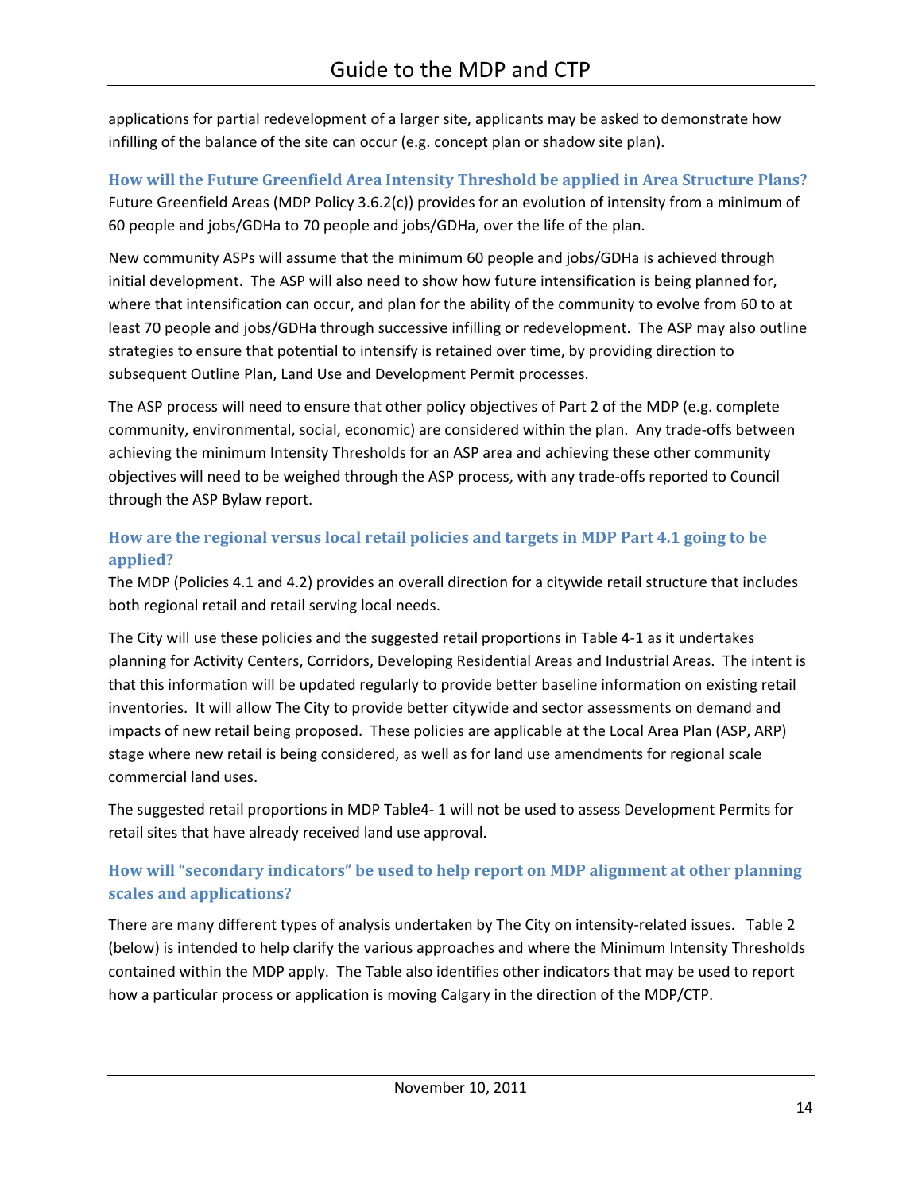applications for partial redevelopment of a larger site, applicants may be asked to demonstrate how infilling of the balance of the site can occur (e.g. concept plan or shadow site plan).

### How will the Future Greenfield Area Intensity Threshold be applied in Area Structure Plans?

Future Greenfield Areas (MDP Policy 3.6.2(c)) provides for an evolution of intensity from a minimum of 60 people and jobs/GDHa to 70 people and jobs/GDHa, over the life of the plan.

New community ASPs will assume that the minimum 60 people and jobs/GDHa is achieved through initial development. The ASP will also need to show how future intensification is being planned for, where that intensification can occur, and plan for the ability of the community to evolve from 60 to at least 70 people and jobs/GDHa through successive infilling or redevelopment. The ASP may also outline strategies to ensure that potential to intensify is retained over time, by providing direction to subsequent Outline Plan, Land Use and Development Permit processes.

The ASP process will need to ensure that other policy objectives of Part 2 of the MDP (e.g. complete community, environmental, social, economic) are considered within the plan. Any trade-offs between achieving the minimum Intensity Thresholds for an ASP area and achieving these other community objectives will need to be weighed through the ASP process, with any trade-offs reported to Council through the ASP Bylaw report.

### How are the regional versus local retail policies and targets in MDP Part 4.1 going to be applied?

The MDP (Policies 4.1 and 4.2) provides an overall direction for a citywide retail structure that includes both regional retail and retail serving local needs.

The City will use these policies and the suggested retail proportions in Table 4-1 as it undertakes planning for Activity Centers, Corridors, Developing Residential Areas and Industrial Areas. The intent is that this information will be updated regularly to provide better baseline information on existing retail inventories. It will allow The City to provide better citywide and sector assessments on demand and impacts of new retail being proposed. These policies are applicable at the Local Area Plan (ASP, ARP) stage where new retail is being considered, as well as for land use amendments for regional scale commercial land uses.

The suggested retail proportions in MDP Table4- 1 will not be used to assess Development Permits for retail sites that have already received land use approval.

### How will "secondary indicators" be used to help report on MDP alignment at other planning scales and applications?

There are many different types of analysis undertaken by The City on intensity-related issues. Table 2 (below) is intended to help clarify the various approaches and where the Minimum Intensity Thresholds contained within the MDP apply. The Table also identifies other indicators that may be used to report how a particular process or application is moving Calgary in the direction of the MDP/CTP.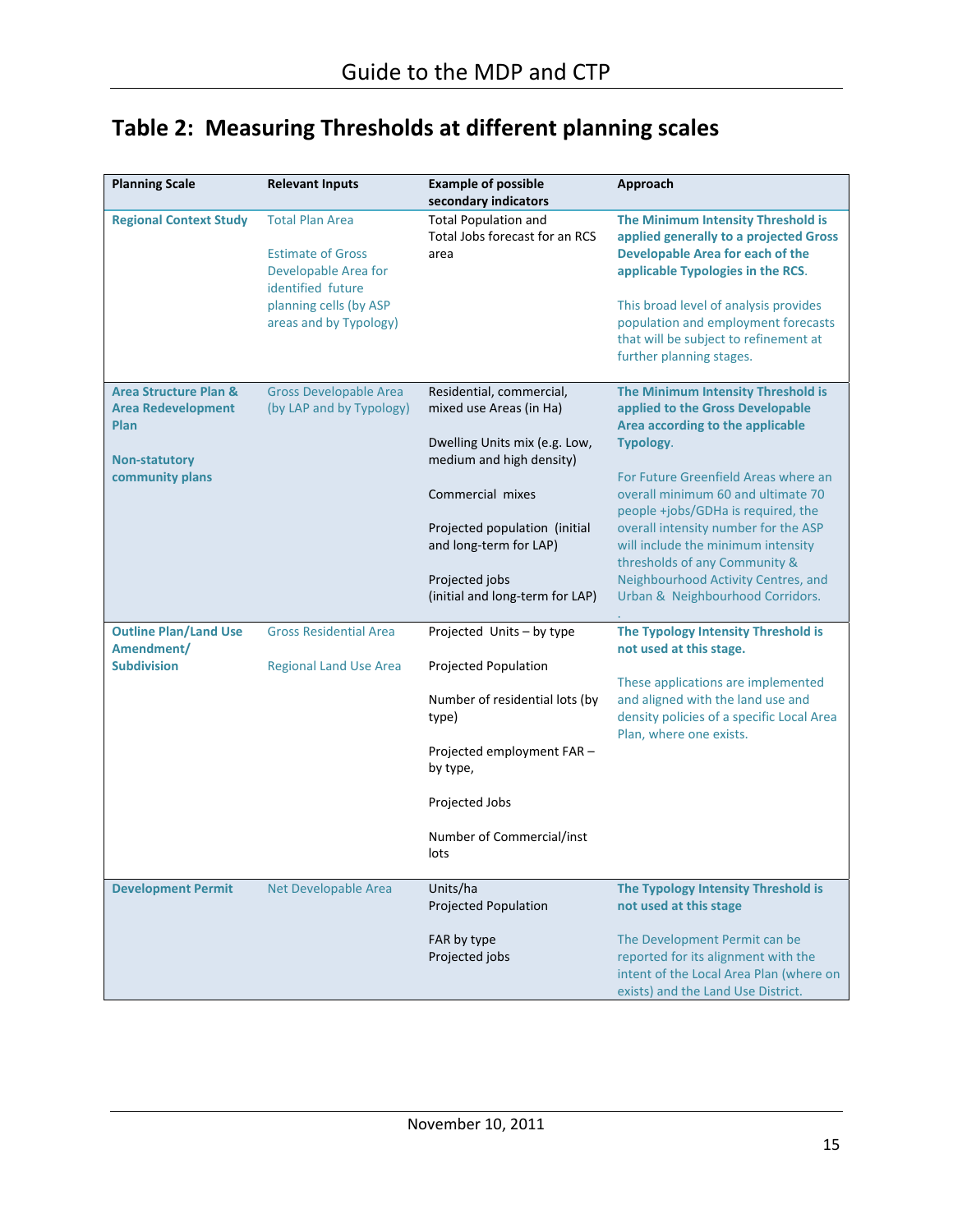# Table 2: Measuring Thresholds at different planning scales

| Planning Scale | Relevant Inputs | Example of possible secondary indicators | Approach |
|---|---|---|---|
| **Regional Context Study** | Total Plan Area<br><br>Estimate of Gross Developable Area for identified future planning cells (by ASP areas and by Typology) | Total Population and Total Jobs forecast for an RCS area | **The Minimum Intensity Threshold is applied generally to a projected Gross Developable Area for each of the applicable Typologies in the RCS**.<br><br>This broad level of analysis provides population and employment forecasts that will be subject to refinement at further planning stages. |
| **Area Structure Plan & Area Redevelopment Plan**<br><br>**Non-statutory community plans** | Gross Developable Area (by LAP and by Typology) | Residential, commercial, mixed use Areas (in Ha)<br><br>Dwelling Units mix (e.g. Low, medium and high density)<br><br>Commercial mixes<br><br>Projected population (initial and long-term for LAP)<br><br>Projected jobs (initial and long-term for LAP) | **The Minimum Intensity Threshold is applied to the Gross Developable Area according to the applicable Typology**.<br><br>For Future Greenfield Areas where an overall minimum 60 and ultimate 70 people +jobs/GDHa is required, the overall intensity number for the ASP will include the minimum intensity thresholds of any Community & Neighbourhood Activity Centres, and Urban & Neighbourhood Corridors.<br>. |
| **Outline Plan/Land Use Amendment/ Subdivision** | Gross Residential Area<br><br>Regional Land Use Area | Projected Units – by type<br><br>Projected Population<br><br>Number of residential lots (by type)<br><br>Projected employment FAR – by type,<br><br>Projected Jobs<br><br>Number of Commercial/inst lots | **The Typology Intensity Threshold is not used at this stage.**<br><br>These applications are implemented and aligned with the land use and density policies of a specific Local Area Plan, where one exists. |
| **Development Permit** | Net Developable Area | Units/ha<br>Projected Population<br><br>FAR by type<br>Projected jobs | **The Typology Intensity Threshold is not used at this stage**<br><br>The Development Permit can be reported for its alignment with the intent of the Local Area Plan (where on exists) and the Land Use District. |

November 10, 2011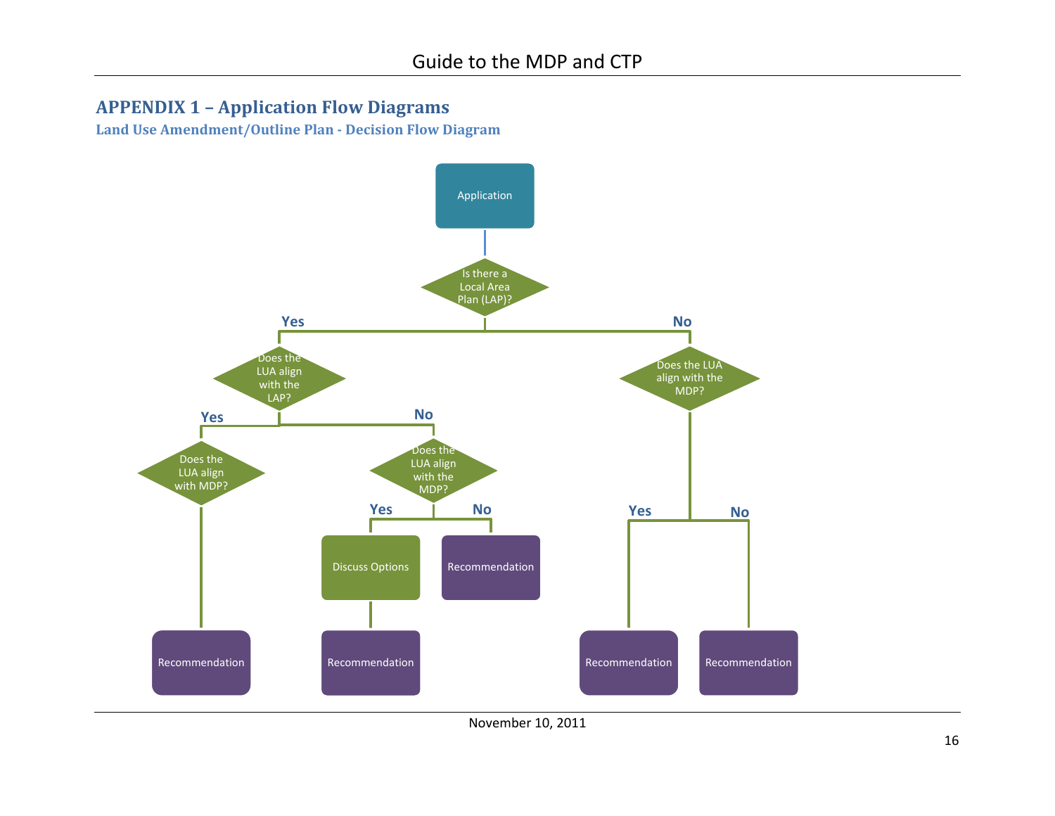## APPENDIX 1 – Application Flow Diagrams

### Land Use Amendment/Outline Plan - Decision Flow Diagram

Application

Is there a Local Area Plan (LAP)?

Yes

Does the LUA align with the LAP?

Yes

Does the LUA align with MDP?

Recommendation

No

Does the LUA align with the MDP?

Yes

Discuss Options

Recommendation

No

Recommendation

No

Does the LUA align with the MDP?

Yes

Recommendation

No

Recommendation

November 10, 2011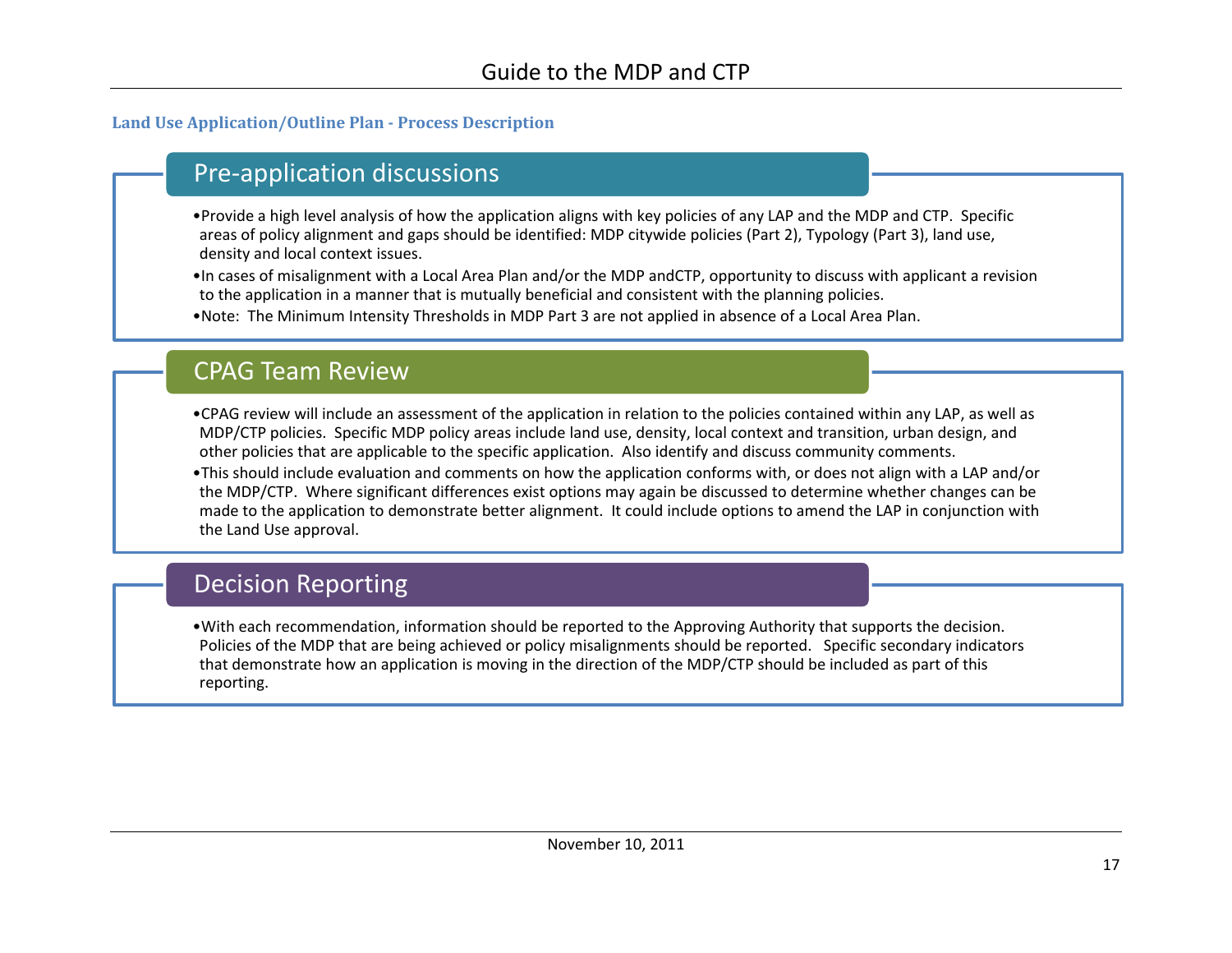**Land Use Application/Outline Plan - Process Description**

## Pre-application discussions

- Provide a high level analysis of how the application aligns with key policies of any LAP and the MDP and CTP. Specific areas of policy alignment and gaps should be identified: MDP citywide policies (Part 2), Typology (Part 3), land use, density and local context issues.
- In cases of misalignment with a Local Area Plan and/or the MDP andCTP, opportunity to discuss with applicant a revision to the application in a manner that is mutually beneficial and consistent with the planning policies.
- Note: The Minimum Intensity Thresholds in MDP Part 3 are not applied in absence of a Local Area Plan.

## CPAG Team Review

- CPAG review will include an assessment of the application in relation to the policies contained within any LAP, as well as MDP/CTP policies. Specific MDP policy areas include land use, density, local context and transition, urban design, and other policies that are applicable to the specific application. Also identify and discuss community comments.
- This should include evaluation and comments on how the application conforms with, or does not align with a LAP and/or the MDP/CTP. Where significant differences exist options may again be discussed to determine whether changes can be made to the application to demonstrate better alignment. It could include options to amend the LAP in conjunction with the Land Use approval.

## Decision Reporting

- With each recommendation, information should be reported to the Approving Authority that supports the decision. Policies of the MDP that are being achieved or policy misalignments should be reported. Specific secondary indicators that demonstrate how an application is moving in the direction of the MDP/CTP should be included as part of this reporting.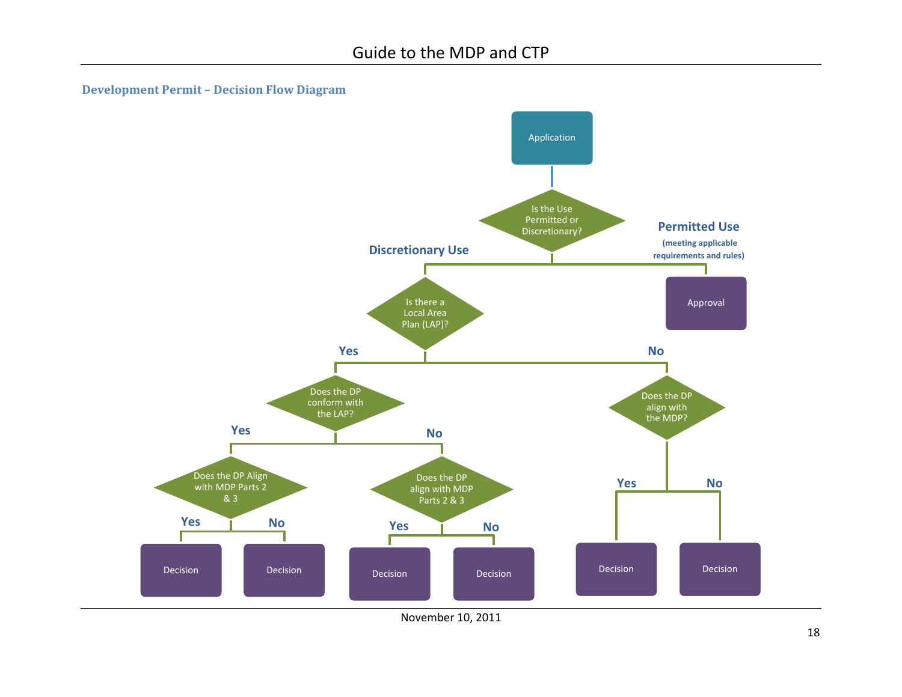## Development Permit – Decision Flow Diagram

- **Application**
  - **Is the Use Permitted or Discretionary?**
    - **Permitted Use** (meeting applicable requirements and rules) → **Approval**
    - **Discretionary Use** → **Is there a Local Area Plan (LAP)?**
      - **Yes** → **Does the DP conform with the LAP?**
        - **Yes** → **Does the DP Align with MDP Parts 2 & 3**
          - **Yes** → Decision
          - **No** → Decision
        - **No** → **Does the DP align with MDP Parts 2 & 3**
          - **Yes** → Decision
          - **No** → Decision
      - **No** → **Does the DP align with the MDP?**
        - **Yes** → Decision
        - **No** → Decision

November 10, 2011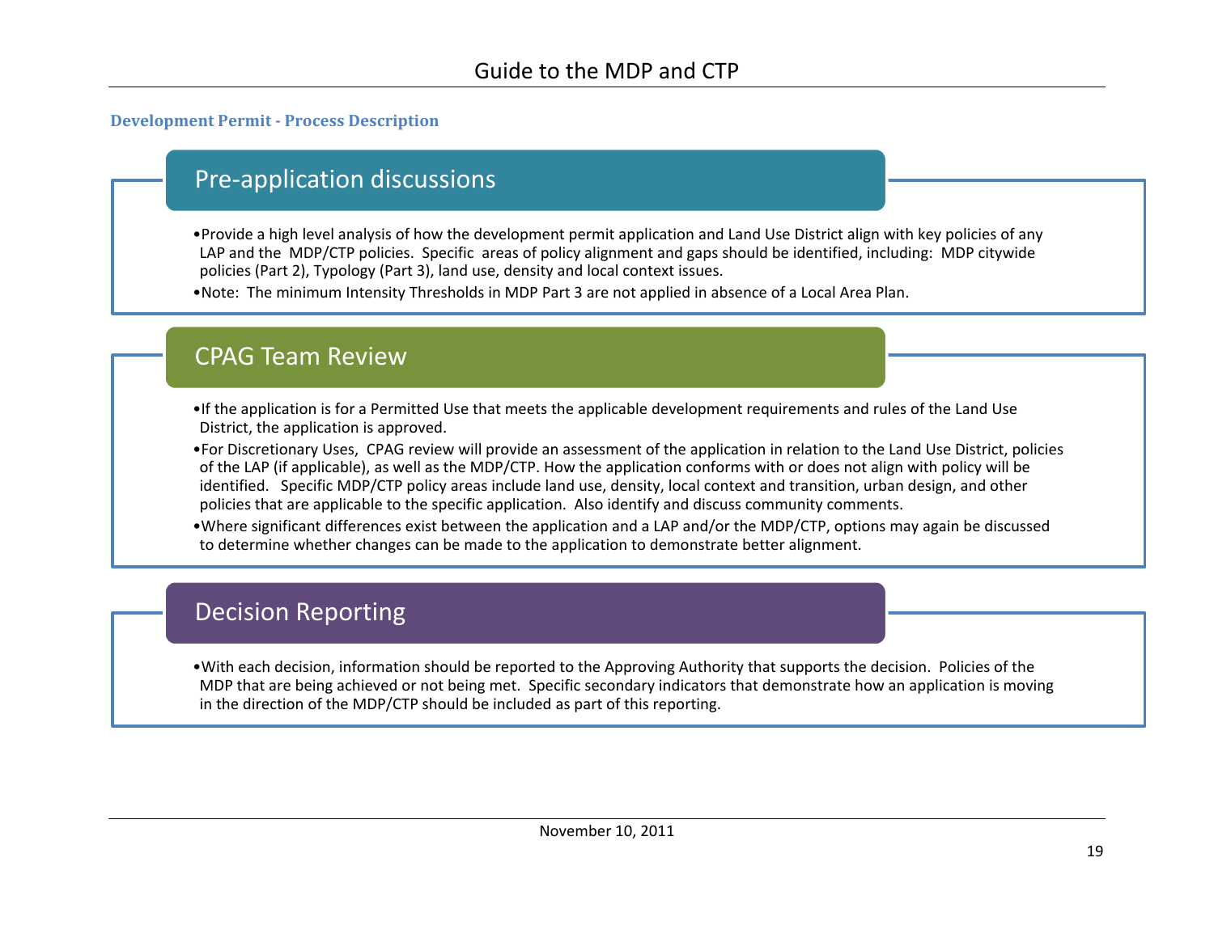**Development Permit - Process Description**

## Pre-application discussions

- Provide a high level analysis of how the development permit application and Land Use District align with key policies of any LAP and the MDP/CTP policies. Specific areas of policy alignment and gaps should be identified, including: MDP citywide policies (Part 2), Typology (Part 3), land use, density and local context issues.
- Note: The minimum Intensity Thresholds in MDP Part 3 are not applied in absence of a Local Area Plan.

## CPAG Team Review

- If the application is for a Permitted Use that meets the applicable development requirements and rules of the Land Use District, the application is approved.
- For Discretionary Uses, CPAG review will provide an assessment of the application in relation to the Land Use District, policies of the LAP (if applicable), as well as the MDP/CTP. How the application conforms with or does not align with policy will be identified. Specific MDP/CTP policy areas include land use, density, local context and transition, urban design, and other policies that are applicable to the specific application. Also identify and discuss community comments.
- Where significant differences exist between the application and a LAP and/or the MDP/CTP, options may again be discussed to determine whether changes can be made to the application to demonstrate better alignment.

## Decision Reporting

- With each decision, information should be reported to the Approving Authority that supports the decision. Policies of the MDP that are being achieved or not being met. Specific secondary indicators that demonstrate how an application is moving in the direction of the MDP/CTP should be included as part of this reporting.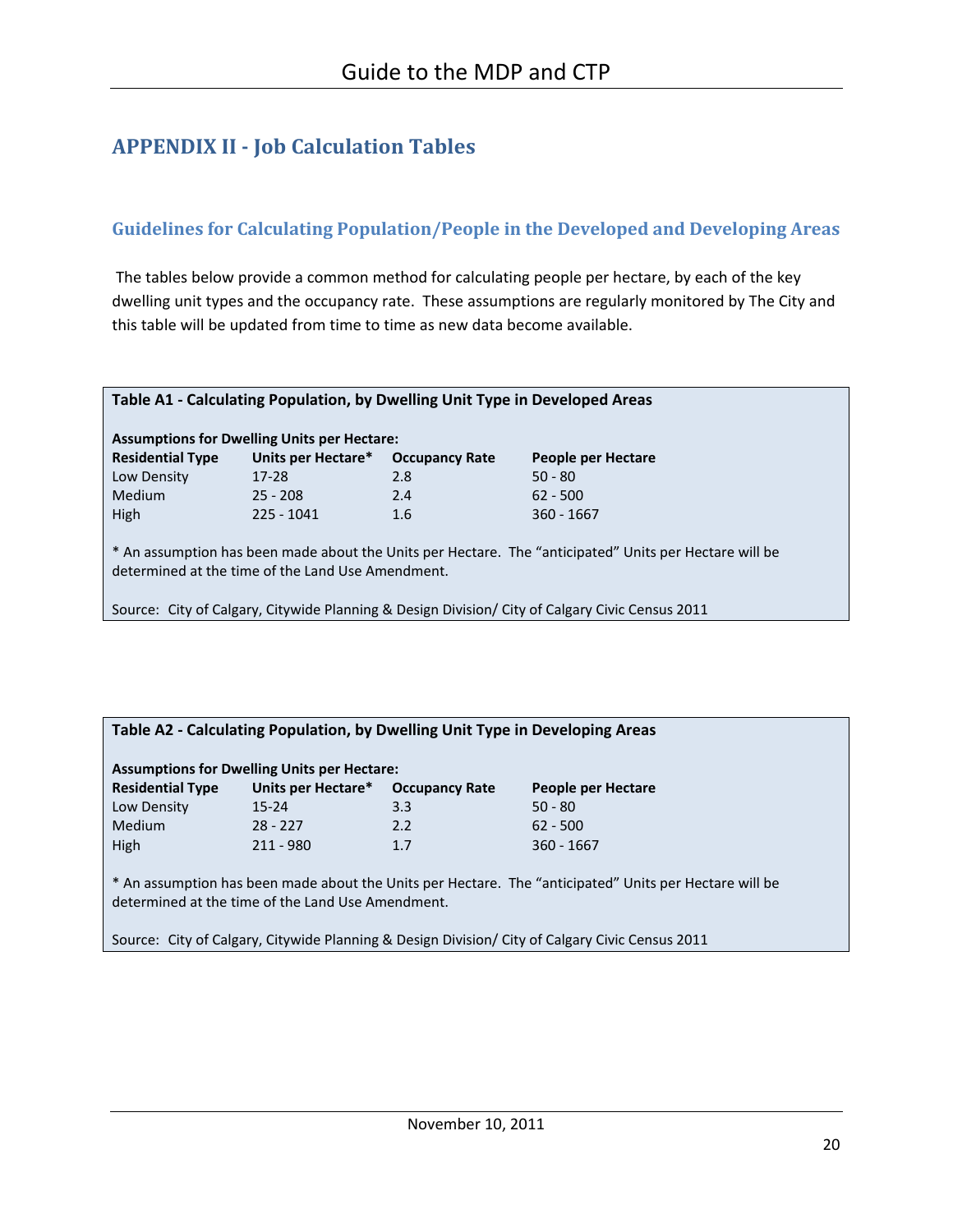## APPENDIX II - Job Calculation Tables

### Guidelines for Calculating Population/People in the Developed and Developing Areas

The tables below provide a common method for calculating people per hectare, by each of the key dwelling unit types and the occupancy rate. These assumptions are regularly monitored by The City and this table will be updated from time to time as new data become available.

**Table A1 - Calculating Population, by Dwelling Unit Type in Developed Areas**

**Assumptions for Dwelling Units per Hectare:**

| Residential Type | Units per Hectare* | Occupancy Rate | People per Hectare |
|---|---|---|---|
| Low Density | 17-28 | 2.8 | 50 - 80 |
| Medium | 25 - 208 | 2.4 | 62 - 500 |
| High | 225 - 1041 | 1.6 | 360 - 1667 |

* An assumption has been made about the Units per Hectare. The "anticipated" Units per Hectare will be determined at the time of the Land Use Amendment.

Source: City of Calgary, Citywide Planning & Design Division/ City of Calgary Civic Census 2011

**Table A2 - Calculating Population, by Dwelling Unit Type in Developing Areas**

**Assumptions for Dwelling Units per Hectare:**

| Residential Type | Units per Hectare* | Occupancy Rate | People per Hectare |
|---|---|---|---|
| Low Density | 15-24 | 3.3 | 50 - 80 |
| Medium | 28 - 227 | 2.2 | 62 - 500 |
| High | 211 - 980 | 1.7 | 360 - 1667 |

* An assumption has been made about the Units per Hectare. The "anticipated" Units per Hectare will be determined at the time of the Land Use Amendment.

Source: City of Calgary, Citywide Planning & Design Division/ City of Calgary Civic Census 2011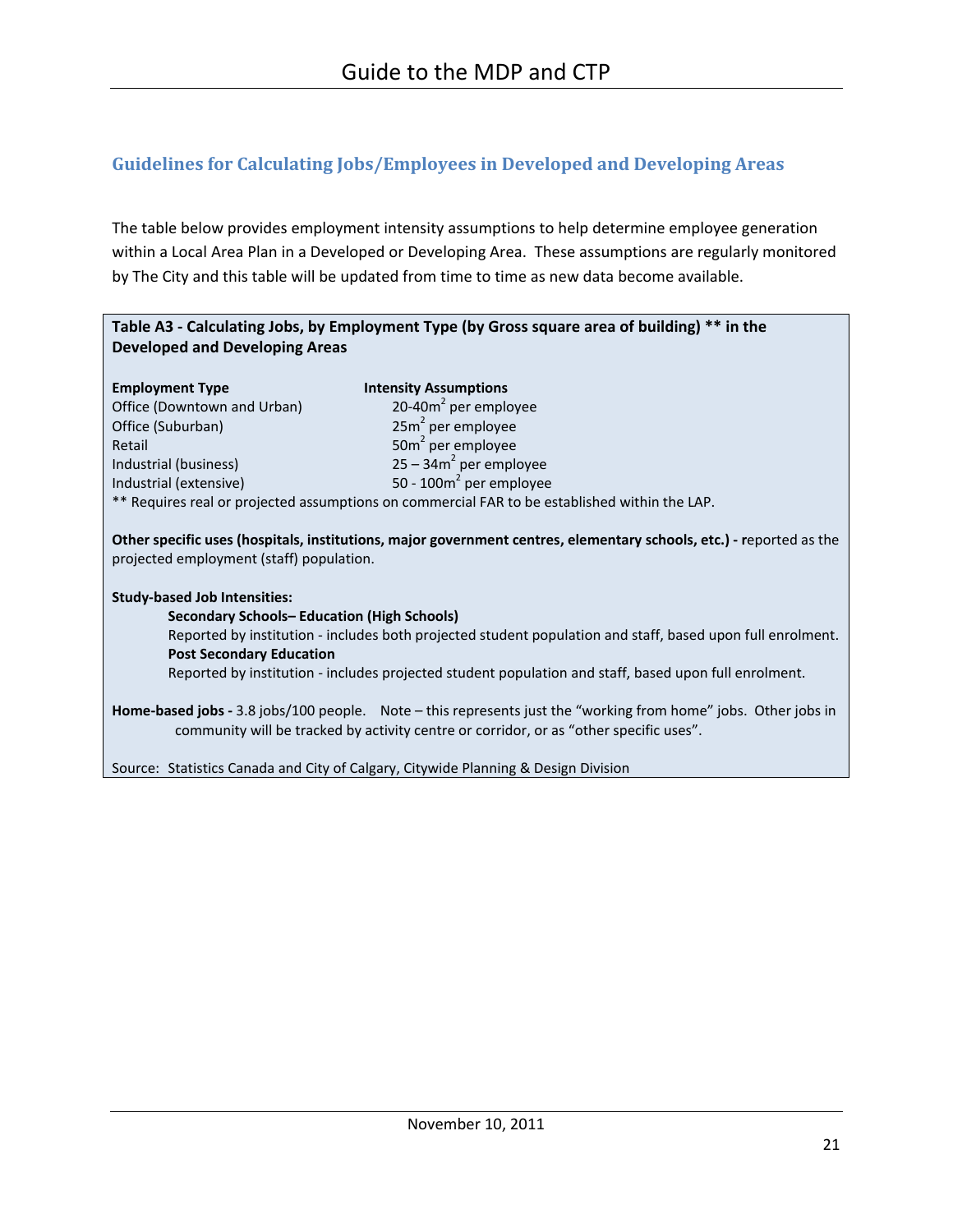## Guidelines for Calculating Jobs/Employees in Developed and Developing Areas

The table below provides employment intensity assumptions to help determine employee generation within a Local Area Plan in a Developed or Developing Area. These assumptions are regularly monitored by The City and this table will be updated from time to time as new data become available.

**Table A3 - Calculating Jobs, by Employment Type (by Gross square area of building) \*\* in the Developed and Developing Areas**

| Employment Type | Intensity Assumptions |
|---|---|
| Office (Downtown and Urban) | 20-40$m^2$ per employee |
| Office (Suburban) | 25$m^2$ per employee |
| Retail | 50$m^2$ per employee |
| Industrial (business) | 25 – 34$m^2$ per employee |
| Industrial (extensive) | 50 - 100$m^2$ per employee |

\*\* Requires real or projected assumptions on commercial FAR to be established within the LAP.

**Other specific uses (hospitals, institutions, major government centres, elementary schools, etc.) - r**eported as the projected employment (staff) population.

**Study-based Job Intensities:**

**Secondary Schools– Education (High Schools)**

Reported by institution - includes both projected student population and staff, based upon full enrolment.

**Post Secondary Education**

Reported by institution - includes projected student population and staff, based upon full enrolment.

**Home-based jobs -** 3.8 jobs/100 people. Note – this represents just the "working from home" jobs. Other jobs in community will be tracked by activity centre or corridor, or as "other specific uses".

Source: Statistics Canada and City of Calgary, Citywide Planning & Design Division